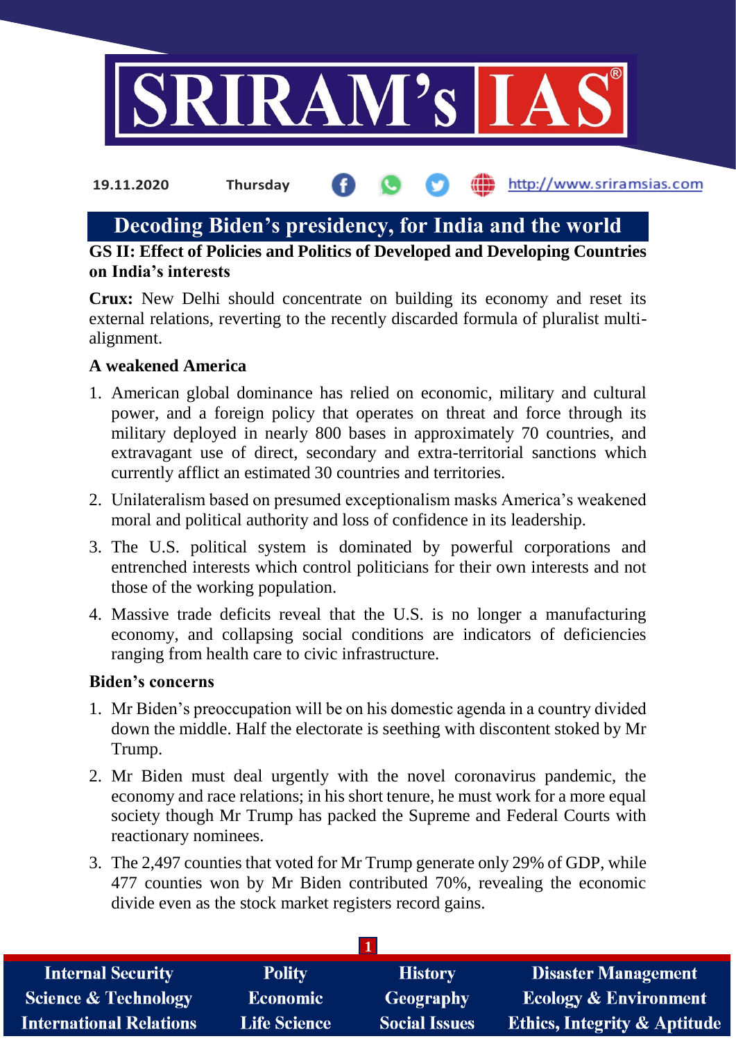19.11.2020 Thursday http://www.sriramsias.com

# Decoding Biden's presidency, for India and the world

**GS II: Effect of Policies and Politics of Developed and Developing Countries on India's interests**

**Crux:** New Delhi should concentrate on building its economy and reset its external relations, reverting to the recently discarded formula of pluralist multi-alignment.

**A weakened America**

1. American global dominance has relied on economic, military and cultural power, and a foreign policy that operates on threat and force through its military deployed in nearly 800 bases in approximately 70 countries, and extravagant use of direct, secondary and extra-territorial sanctions which currently afflict an estimated 30 countries and territories.
2. Unilateralism based on presumed exceptionalism masks America's weakened moral and political authority and loss of confidence in its leadership.
3. The U.S. political system is dominated by powerful corporations and entrenched interests which control politicians for their own interests and not those of the working population.
4. Massive trade deficits reveal that the U.S. is no longer a manufacturing economy, and collapsing social conditions are indicators of deficiencies ranging from health care to civic infrastructure.

**Biden's concerns**

1. Mr Biden's preoccupation will be on his domestic agenda in a country divided down the middle. Half the electorate is seething with discontent stoked by Mr Trump.
2. Mr Biden must deal urgently with the novel coronavirus pandemic, the economy and race relations; in his short tenure, he must work for a more equal society though Mr Trump has packed the Supreme and Federal Courts with reactionary nominees.
3. The 2,497 counties that voted for Mr Trump generate only 29% of GDP, while 477 counties won by Mr Biden contributed 70%, revealing the economic divide even as the stock market registers record gains.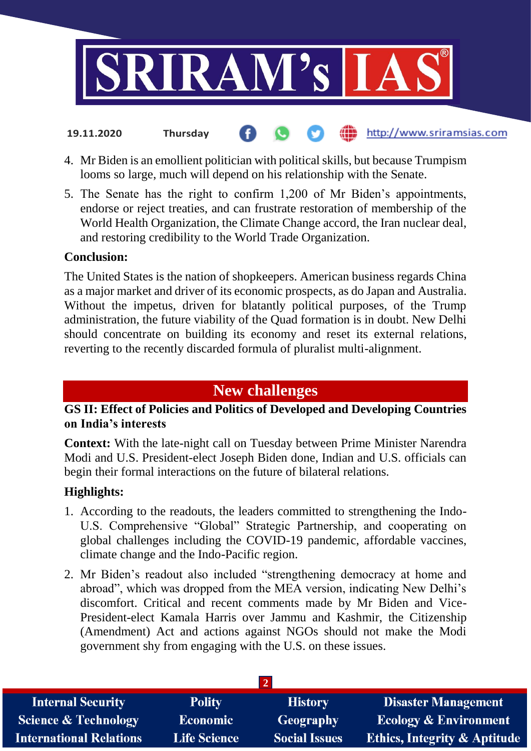4. Mr Biden is an emollient politician with political skills, but because Trumpism looms so large, much will depend on his relationship with the Senate.
5. The Senate has the right to confirm 1,200 of Mr Biden's appointments, endorse or reject treaties, and can frustrate restoration of membership of the World Health Organization, the Climate Change accord, the Iran nuclear deal, and restoring credibility to the World Trade Organization.

**Conclusion:**

The United States is the nation of shopkeepers. American business regards China as a major market and driver of its economic prospects, as do Japan and Australia. Without the impetus, driven for blatantly political purposes, of the Trump administration, the future viability of the Quad formation is in doubt. New Delhi should concentrate on building its economy and reset its external relations, reverting to the recently discarded formula of pluralist multi-alignment.

## New challenges

**GS II: Effect of Policies and Politics of Developed and Developing Countries on India's interests**

**Context:** With the late-night call on Tuesday between Prime Minister Narendra Modi and U.S. President-elect Joseph Biden done, Indian and U.S. officials can begin their formal interactions on the future of bilateral relations.

**Highlights:**

1. According to the readouts, the leaders committed to strengthening the Indo-U.S. Comprehensive "Global" Strategic Partnership, and cooperating on global challenges including the COVID-19 pandemic, affordable vaccines, climate change and the Indo-Pacific region.
2. Mr Biden's readout also included "strengthening democracy at home and abroad", which was dropped from the MEA version, indicating New Delhi's discomfort. Critical and recent comments made by Mr Biden and Vice-President-elect Kamala Harris over Jammu and Kashmir, the Citizenship (Amendment) Act and actions against NGOs should not make the Modi government shy from engaging with the U.S. on these issues.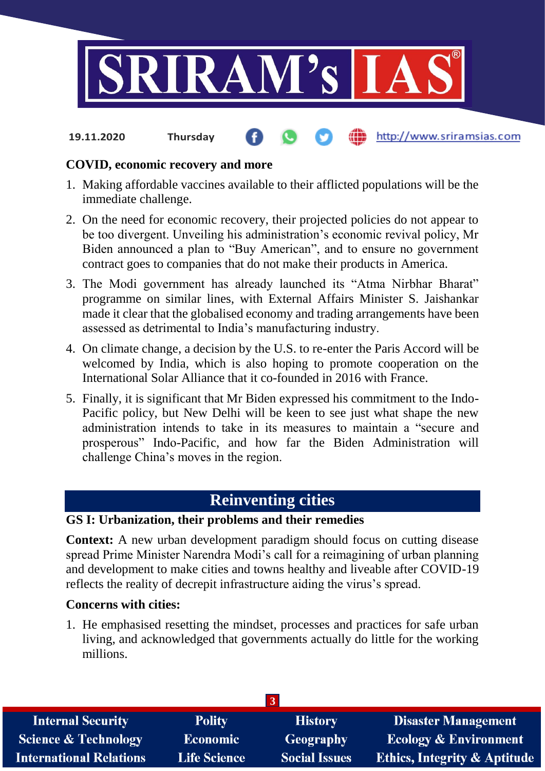**COVID, economic recovery and more**

1. Making affordable vaccines available to their afflicted populations will be the immediate challenge.
2. On the need for economic recovery, their projected policies do not appear to be too divergent. Unveiling his administration's economic revival policy, Mr Biden announced a plan to "Buy American", and to ensure no government contract goes to companies that do not make their products in America.
3. The Modi government has already launched its "Atma Nirbhar Bharat" programme on similar lines, with External Affairs Minister S. Jaishankar made it clear that the globalised economy and trading arrangements have been assessed as detrimental to India's manufacturing industry.
4. On climate change, a decision by the U.S. to re-enter the Paris Accord will be welcomed by India, which is also hoping to promote cooperation on the International Solar Alliance that it co-founded in 2016 with France.
5. Finally, it is significant that Mr Biden expressed his commitment to the Indo-Pacific policy, but New Delhi will be keen to see just what shape the new administration intends to take in its measures to maintain a "secure and prosperous" Indo-Pacific, and how far the Biden Administration will challenge China's moves in the region.

## Reinventing cities

**GS I: Urbanization, their problems and their remedies**

**Context:** A new urban development paradigm should focus on cutting disease spread Prime Minister Narendra Modi's call for a reimagining of urban planning and development to make cities and towns healthy and liveable after COVID-19 reflects the reality of decrepit infrastructure aiding the virus's spread.

**Concerns with cities:**

1. He emphasised resetting the mindset, processes and practices for safe urban living, and acknowledged that governments actually do little for the working millions.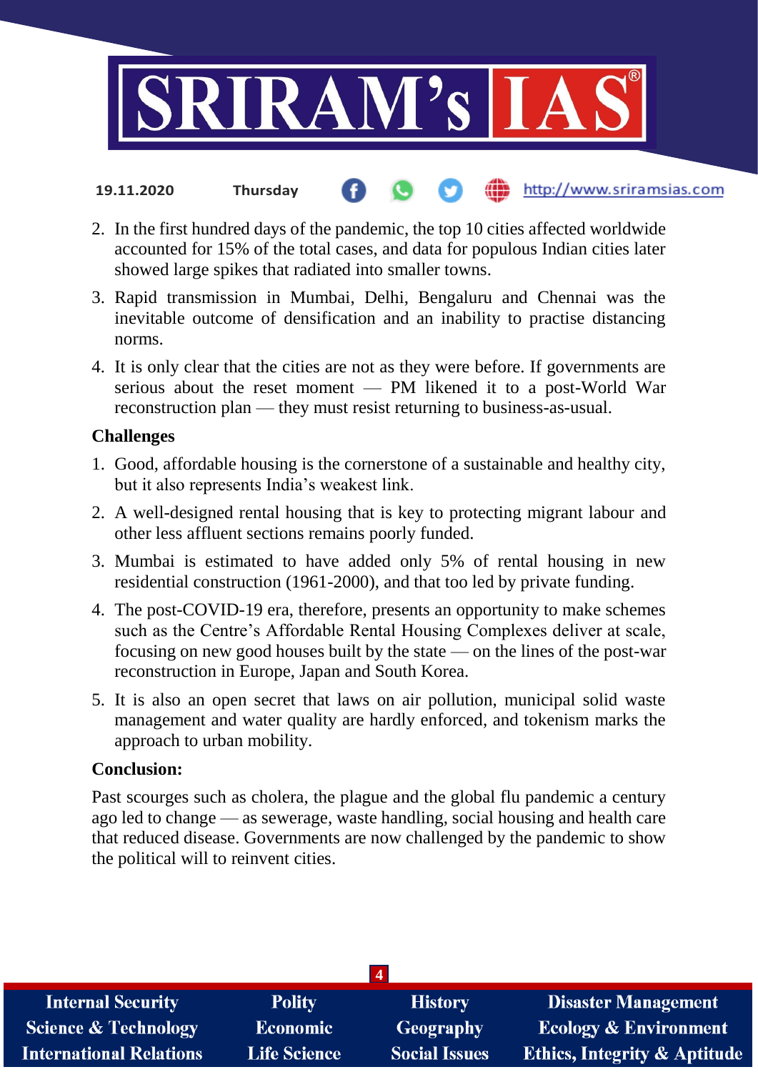2. In the first hundred days of the pandemic, the top 10 cities affected worldwide accounted for 15% of the total cases, and data for populous Indian cities later showed large spikes that radiated into smaller towns.
3. Rapid transmission in Mumbai, Delhi, Bengaluru and Chennai was the inevitable outcome of densification and an inability to practise distancing norms.
4. It is only clear that the cities are not as they were before. If governments are serious about the reset moment — PM likened it to a post-World War reconstruction plan — they must resist returning to business-as-usual.

**Challenges**

1. Good, affordable housing is the cornerstone of a sustainable and healthy city, but it also represents India's weakest link.
2. A well-designed rental housing that is key to protecting migrant labour and other less affluent sections remains poorly funded.
3. Mumbai is estimated to have added only 5% of rental housing in new residential construction (1961-2000), and that too led by private funding.
4. The post-COVID-19 era, therefore, presents an opportunity to make schemes such as the Centre's Affordable Rental Housing Complexes deliver at scale, focusing on new good houses built by the state — on the lines of the post-war reconstruction in Europe, Japan and South Korea.
5. It is also an open secret that laws on air pollution, municipal solid waste management and water quality are hardly enforced, and tokenism marks the approach to urban mobility.

**Conclusion:**

Past scourges such as cholera, the plague and the global flu pandemic a century ago led to change — as sewerage, waste handling, social housing and health care that reduced disease. Governments are now challenged by the pandemic to show the political will to reinvent cities.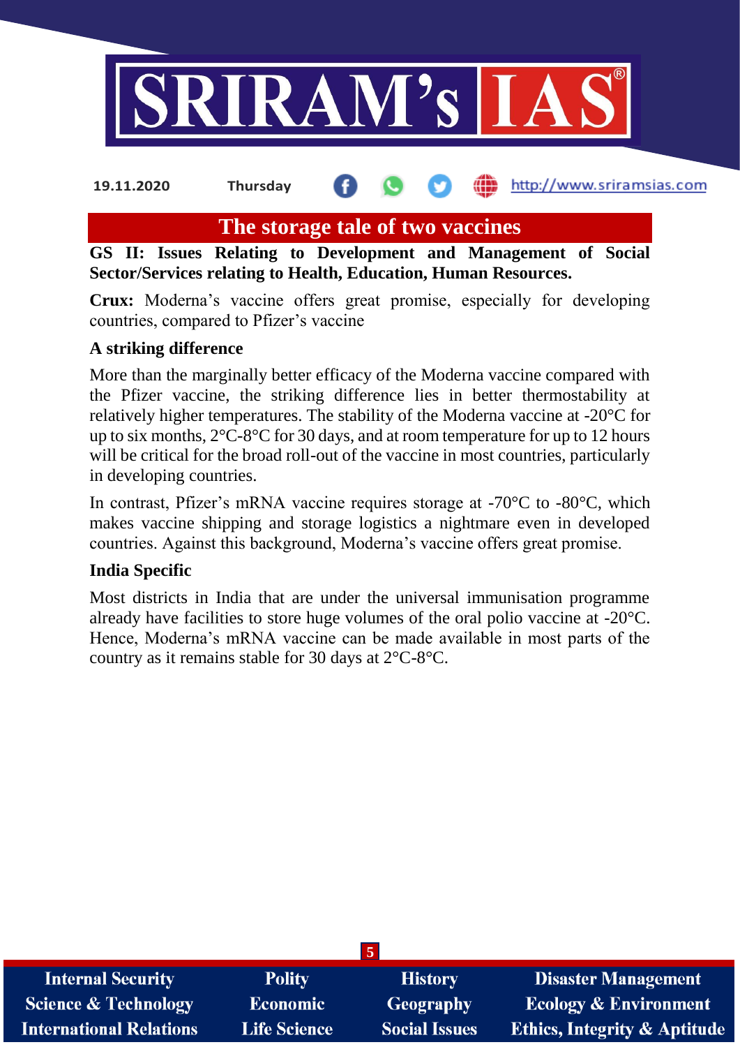# The storage tale of two vaccines

**GS II: Issues Relating to Development and Management of Social Sector/Services relating to Health, Education, Human Resources.**

**Crux:** Moderna's vaccine offers great promise, especially for developing countries, compared to Pfizer's vaccine

### A striking difference

More than the marginally better efficacy of the Moderna vaccine compared with the Pfizer vaccine, the striking difference lies in better thermostability at relatively higher temperatures. The stability of the Moderna vaccine at -20°C for up to six months, 2°C-8°C for 30 days, and at room temperature for up to 12 hours will be critical for the broad roll-out of the vaccine in most countries, particularly in developing countries.

In contrast, Pfizer's mRNA vaccine requires storage at -70°C to -80°C, which makes vaccine shipping and storage logistics a nightmare even in developed countries. Against this background, Moderna's vaccine offers great promise.

### India Specific

Most districts in India that are under the universal immunisation programme already have facilities to store huge volumes of the oral polio vaccine at -20°C. Hence, Moderna's mRNA vaccine can be made available in most parts of the country as it remains stable for 30 days at 2°C-8°C.